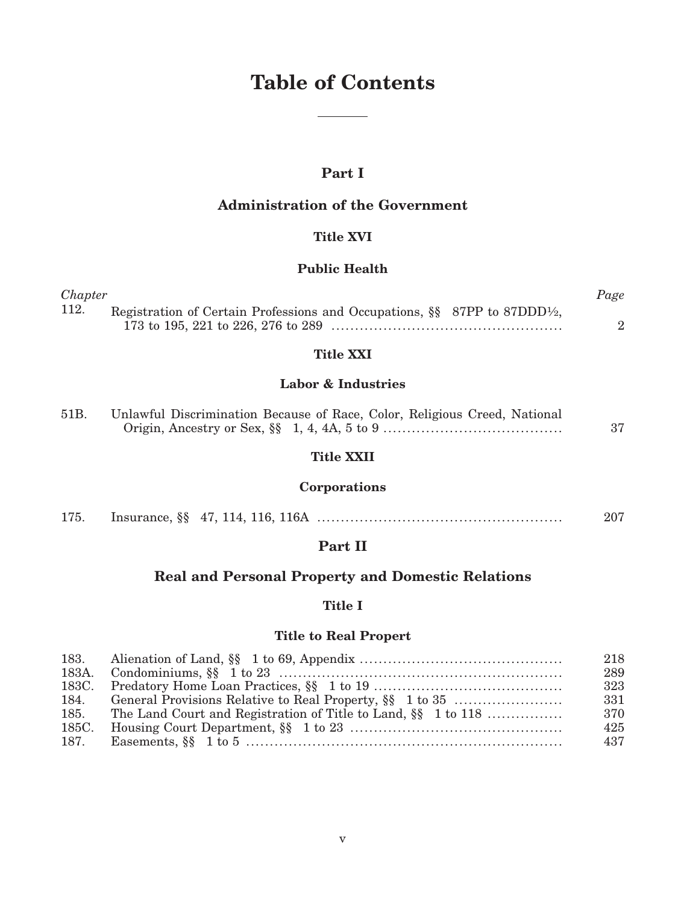# Table of Contents

## Part I

## Administration of the Government

### Title XVI

### Public Health

| *Chapter* | | *Page* |
|---|---|---|
| 112. | Registration of Certain Professions and Occupations, §§ 87PP to 87DDD½, 173 to 195, 221 to 226, 276 to 289 | 2 |

### Title XXI

### Labor & Industries

| | | |
|---|---|---|
| 51B. | Unlawful Discrimination Because of Race, Color, Religious Creed, National Origin, Ancestry or Sex, §§ 1, 4, 4A, 5 to 9 | 37 |

### Title XXII

### Corporations

| | | |
|---|---|---|
| 175. | Insurance, §§ 47, 114, 116, 116A | 207 |

## Part II

## Real and Personal Property and Domestic Relations

### Title I

### Title to Real Propert

| | | |
|---|---|---|
| 183. | Alienation of Land, §§ 1 to 69, Appendix | 218 |
| 183A. | Condominiums, §§ 1 to 23 | 289 |
| 183C. | Predatory Home Loan Practices, §§ 1 to 19 | 323 |
| 184. | General Provisions Relative to Real Property, §§ 1 to 35 | 331 |
| 185. | The Land Court and Registration of Title to Land, §§ 1 to 118 | 370 |
| 185C. | Housing Court Department, §§ 1 to 23 | 425 |
| 187. | Easements, §§ 1 to 5 | 437 |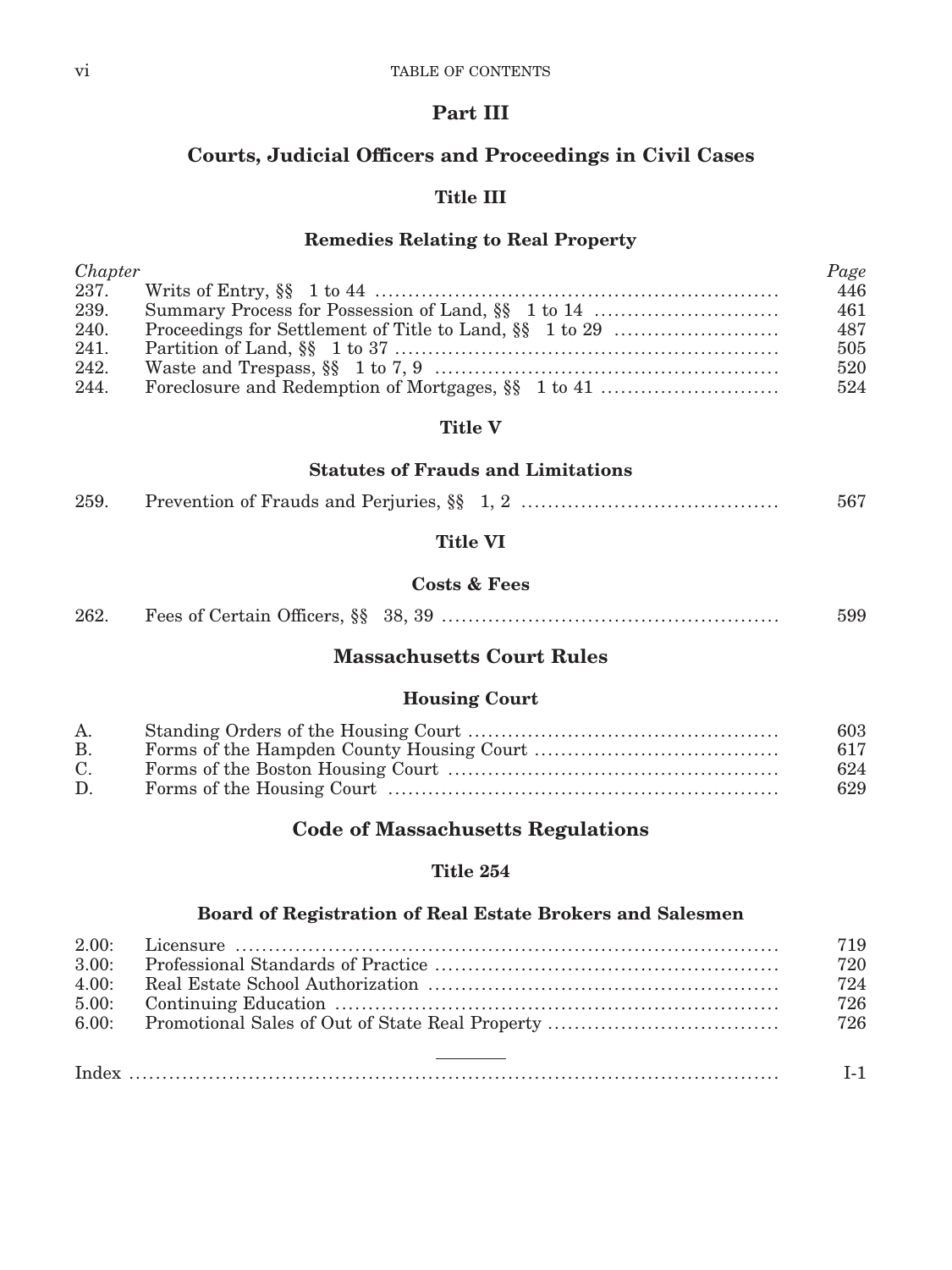## Part III

## Courts, Judicial Officers and Proceedings in Civil Cases

### Title III

### Remedies Relating to Real Property

| *Chapter* | | *Page* |
|---|---|---|
| 237. | Writs of Entry, §§ 1 to 44 | 446 |
| 239. | Summary Process for Possession of Land, §§ 1 to 14 | 461 |
| 240. | Proceedings for Settlement of Title to Land, §§ 1 to 29 | 487 |
| 241. | Partition of Land, §§ 1 to 37 | 505 |
| 242. | Waste and Trespass, §§ 1 to 7, 9 | 520 |
| 244. | Foreclosure and Redemption of Mortgages, §§ 1 to 41 | 524 |

### Title V

### Statutes of Frauds and Limitations

| | | |
|---|---|---|
| 259. | Prevention of Frauds and Perjuries, §§ 1, 2 | 567 |

### Title VI

### Costs & Fees

| | | |
|---|---|---|
| 262. | Fees of Certain Officers, §§ 38, 39 | 599 |

## Massachusetts Court Rules

### Housing Court

| | | |
|---|---|---|
| A. | Standing Orders of the Housing Court | 603 |
| B. | Forms of the Hampden County Housing Court | 617 |
| C. | Forms of the Boston Housing Court | 624 |
| D. | Forms of the Housing Court | 629 |

## Code of Massachusetts Regulations

### Title 254

### Board of Registration of Real Estate Brokers and Salesmen

| | | |
|---|---|---|
| 2.00: | Licensure | 719 |
| 3.00: | Professional Standards of Practice | 720 |
| 4.00: | Real Estate School Authorization | 724 |
| 5.00: | Continuing Education | 726 |
| 6.00: | Promotional Sales of Out of State Real Property | 726 |

Index ........ I-1